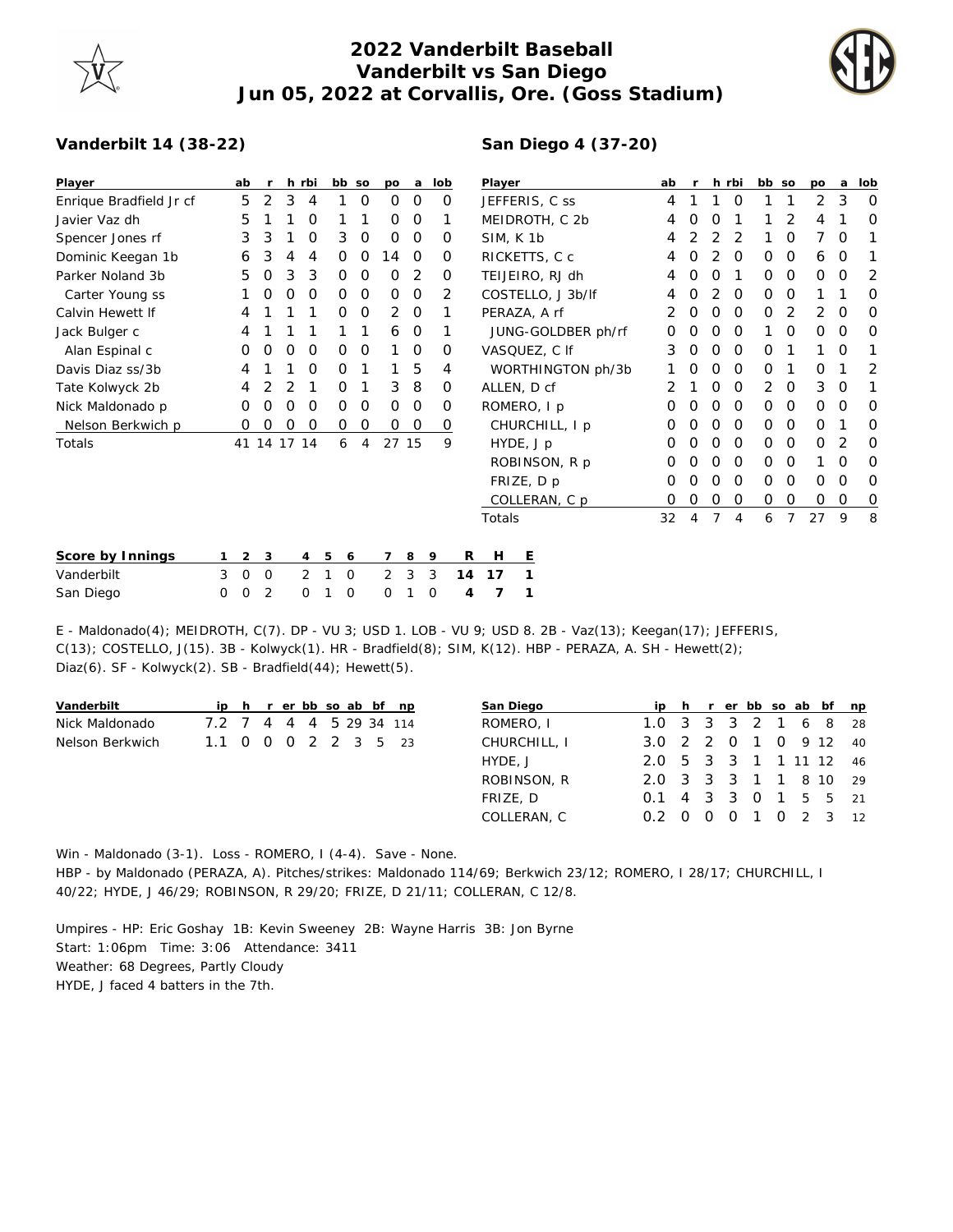# 2022 Vanderbilt Baseball
## Vanderbilt vs San Diego
### Jun 05, 2022 at Corvallis, Ore. (Goss Stadium)

**Vanderbilt 14 (38-22)**

| Player | ab | r | h | rbi | bb | so | po | a | lob |
|---|---|---|---|---|---|---|---|---|---|
| Enrique Bradfield Jr cf | 5 | 2 | 3 | 4 | 1 | 0 | 0 | 0 | 0 |
| Javier Vaz dh | 5 | 1 | 1 | 0 | 1 | 1 | 0 | 0 | 1 |
| Spencer Jones rf | 3 | 3 | 1 | 0 | 3 | 0 | 0 | 0 | 0 |
| Dominic Keegan 1b | 6 | 3 | 4 | 4 | 0 | 0 | 14 | 0 | 0 |
| Parker Noland 3b | 5 | 0 | 3 | 3 | 0 | 0 | 0 | 2 | 0 |
| Carter Young ss | 1 | 0 | 0 | 0 | 0 | 0 | 0 | 0 | 2 |
| Calvin Hewett lf | 4 | 1 | 1 | 1 | 0 | 0 | 2 | 0 | 1 |
| Jack Bulger c | 4 | 1 | 1 | 1 | 1 | 1 | 6 | 0 | 1 |
| Alan Espinal c | 0 | 0 | 0 | 0 | 0 | 0 | 1 | 0 | 0 |
| Davis Diaz ss/3b | 4 | 1 | 1 | 0 | 0 | 1 | 1 | 5 | 4 |
| Tate Kolwyck 2b | 4 | 2 | 2 | 1 | 0 | 1 | 3 | 8 | 0 |
| Nick Maldonado p | 0 | 0 | 0 | 0 | 0 | 0 | 0 | 0 | 0 |
| Nelson Berkwich p | 0 | 0 | 0 | 0 | 0 | 0 | 0 | 0 | 0 |
| Totals | 41 | 14 | 17 | 14 | 6 | 4 | 27 | 15 | 9 |

**San Diego 4 (37-20)**

| Player | ab | r | h | rbi | bb | so | po | a | lob |
|---|---|---|---|---|---|---|---|---|---|
| JEFFERIS, C ss | 4 | 1 | 1 | 0 | 1 | 1 | 2 | 3 | 0 |
| MEIDROTH, C 2b | 4 | 0 | 0 | 1 | 1 | 2 | 4 | 1 | 0 |
| SIM, K 1b | 4 | 2 | 2 | 2 | 1 | 0 | 7 | 0 | 1 |
| RICKETTS, C c | 4 | 0 | 2 | 0 | 0 | 0 | 6 | 0 | 1 |
| TEIJEIRO, RJ dh | 4 | 0 | 0 | 1 | 0 | 0 | 0 | 0 | 2 |
| COSTELLO, J 3b/lf | 4 | 0 | 2 | 0 | 0 | 0 | 1 | 1 | 0 |
| PERAZA, A rf | 2 | 0 | 0 | 0 | 0 | 2 | 2 | 0 | 0 |
| JUNG-GOLDBER ph/rf | 0 | 0 | 0 | 0 | 1 | 0 | 0 | 0 | 0 |
| VASQUEZ, C lf | 3 | 0 | 0 | 0 | 0 | 1 | 1 | 0 | 1 |
| WORTHINGTON ph/3b | 1 | 0 | 0 | 0 | 0 | 1 | 0 | 1 | 2 |
| ALLEN, D cf | 2 | 1 | 0 | 0 | 2 | 0 | 3 | 0 | 1 |
| ROMERO, I p | 0 | 0 | 0 | 0 | 0 | 0 | 0 | 0 | 0 |
| CHURCHILL, I p | 0 | 0 | 0 | 0 | 0 | 0 | 0 | 1 | 0 |
| HYDE, J p | 0 | 0 | 0 | 0 | 0 | 0 | 0 | 2 | 0 |
| ROBINSON, R p | 0 | 0 | 0 | 0 | 0 | 0 | 1 | 0 | 0 |
| FRIZE, D p | 0 | 0 | 0 | 0 | 0 | 0 | 0 | 0 | 0 |
| COLLERAN, C p | 0 | 0 | 0 | 0 | 0 | 0 | 0 | 0 | 0 |
| Totals | 32 | 4 | 7 | 4 | 6 | 7 | 27 | 9 | 8 |

| Score by Innings | 1 | 2 | 3 | 4 | 5 | 6 | 7 | 8 | 9 | R | H | E |
|---|---|---|---|---|---|---|---|---|---|---|---|---|
| Vanderbilt | 3 | 0 | 0 | 2 | 1 | 0 | 2 | 3 | 3 | **14** | **17** | **1** |
| San Diego | 0 | 0 | 2 | 0 | 1 | 0 | 0 | 1 | 0 | **4** | **7** | **1** |

E - Maldonado(4); MEIDROTH, C(7). DP - VU 3; USD 1. LOB - VU 9; USD 8. 2B - Vaz(13); Keegan(17); JEFFERIS, C(13); COSTELLO, J(15). 3B - Kolwyck(1). HR - Bradfield(8); SIM, K(12). HBP - PERAZA, A. SH - Hewett(2); Diaz(6). SF - Kolwyck(2). SB - Bradfield(44); Hewett(5).

| Vanderbilt | ip | h | r | er | bb | so | ab | bf | np |
|---|---|---|---|---|---|---|---|---|---|
| Nick Maldonado | 7.2 | 7 | 4 | 4 | 4 | 5 | 29 | 34 | 114 |
| Nelson Berkwich | 1.1 | 0 | 0 | 0 | 2 | 2 | 3 | 5 | 23 |

| San Diego | ip | h | r | er | bb | so | ab | bf | np |
|---|---|---|---|---|---|---|---|---|---|
| ROMERO, I | 1.0 | 3 | 3 | 3 | 2 | 1 | 6 | 8 | 28 |
| CHURCHILL, I | 3.0 | 2 | 2 | 0 | 1 | 0 | 9 | 12 | 40 |
| HYDE, J | 2.0 | 5 | 3 | 3 | 1 | 1 | 11 | 12 | 46 |
| ROBINSON, R | 2.0 | 3 | 3 | 3 | 1 | 1 | 8 | 10 | 29 |
| FRIZE, D | 0.1 | 4 | 3 | 3 | 0 | 1 | 5 | 5 | 21 |
| COLLERAN, C | 0.2 | 0 | 0 | 0 | 1 | 0 | 2 | 3 | 12 |

Win - Maldonado (3-1). Loss - ROMERO, I (4-4). Save - None.
HBP - by Maldonado (PERAZA, A). Pitches/strikes: Maldonado 114/69; Berkwich 23/12; ROMERO, I 28/17; CHURCHILL, I 40/22; HYDE, J 46/29; ROBINSON, R 29/20; FRIZE, D 21/11; COLLERAN, C 12/8.

Umpires - HP: Eric Goshay 1B: Kevin Sweeney 2B: Wayne Harris 3B: Jon Byrne
Start: 1:06pm Time: 3:06 Attendance: 3411
Weather: 68 Degrees, Partly Cloudy
HYDE, J faced 4 batters in the 7th.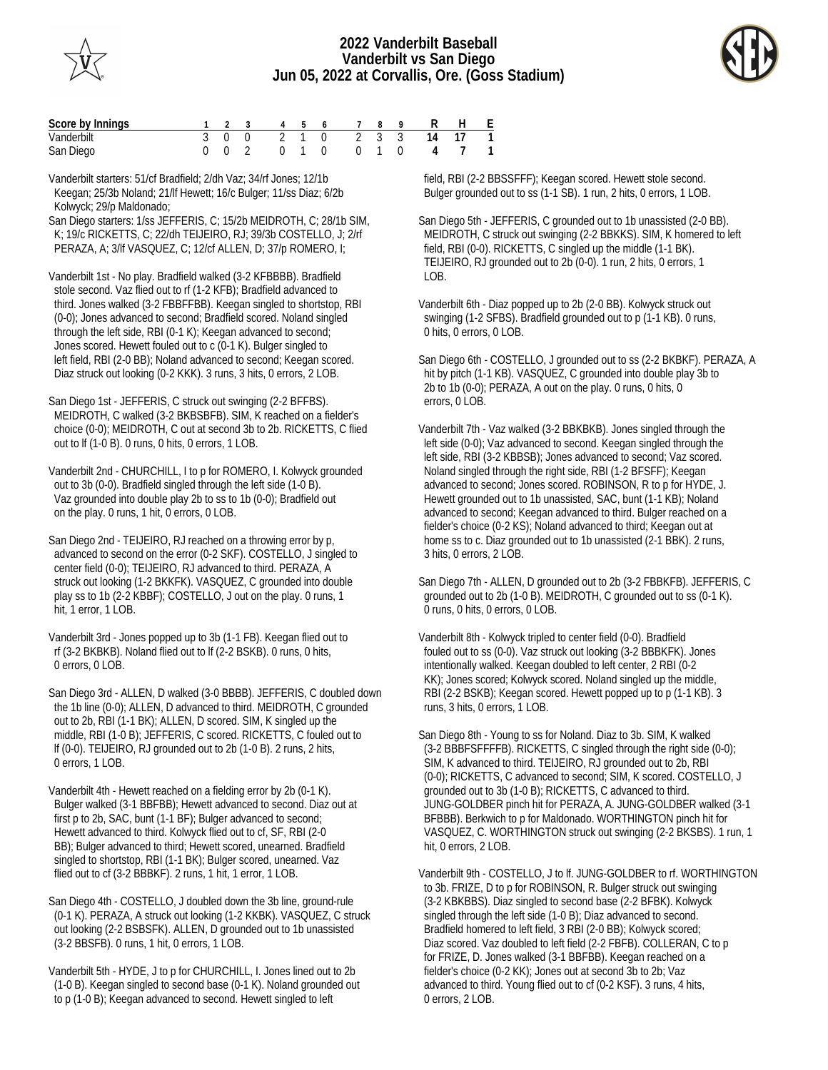# 2022 Vanderbilt Baseball
## Vanderbilt vs San Diego
### Jun 05, 2022 at Corvallis, Ore. (Goss Stadium)

| Score by Innings | 1 | 2 | 3 | 4 | 5 | 6 | 7 | 8 | 9 | R | H | E |
|---|---|---|---|---|---|---|---|---|---|---|---|---|
| Vanderbilt | 3 | 0 | 0 | 2 | 1 | 0 | 2 | 3 | 3 | 14 | 17 | 1 |
| San Diego | 0 | 0 | 2 | 0 | 1 | 0 | 0 | 1 | 0 | 4 | 7 | 1 |

Vanderbilt starters: 51/cf Bradfield; 2/dh Vaz; 34/rf Jones; 12/1b Keegan; 25/3b Noland; 21/lf Hewett; 16/c Bulger; 11/ss Diaz; 6/2b Kolwyck; 29/p Maldonado;

San Diego starters: 1/ss JEFFERIS, C; 15/2b MEIDROTH, C; 28/1b SIM, K; 19/c RICKETTS, C; 22/dh TEIJEIRO, RJ; 39/3b COSTELLO, J; 2/rf PERAZA, A; 3/lf VASQUEZ, C; 12/cf ALLEN, D; 37/p ROMERO, I;

Vanderbilt 1st - No play. Bradfield walked (3-2 KFBBBB). Bradfield stole second. Vaz flied out to rf (1-2 KFB); Bradfield advanced to third. Jones walked (3-2 FBBFFBB). Keegan singled to shortstop, RBI (0-0); Jones advanced to second; Bradfield scored. Noland singled through the left side, RBI (0-1 K); Keegan advanced to second; Jones scored. Hewett fouled out to c (0-1 K). Bulger singled to left field, RBI (2-0 BB); Noland advanced to second; Keegan scored. Diaz struck out looking (0-2 KKK). 3 runs, 3 hits, 0 errors, 2 LOB.

San Diego 1st - JEFFERIS, C struck out swinging (2-2 BFFBS). MEIDROTH, C walked (3-2 BKBSBFB). SIM, K reached on a fielder's choice (0-0); MEIDROTH, C out at second 3b to 2b. RICKETTS, C flied out to lf (1-0 B). 0 runs, 0 hits, 0 errors, 1 LOB.

Vanderbilt 2nd - CHURCHILL, I to p for ROMERO, I. Kolwyck grounded out to 3b (0-0). Bradfield singled through the left side (1-0 B). Vaz grounded into double play 2b to ss to 1b (0-0); Bradfield out on the play. 0 runs, 1 hit, 0 errors, 0 LOB.

San Diego 2nd - TEIJEIRO, RJ reached on a throwing error by p, advanced to second on the error (0-2 SKF). COSTELLO, J singled to center field (0-0); TEIJEIRO, RJ advanced to third. PERAZA, A struck out looking (1-2 BKKFK). VASQUEZ, C grounded into double play ss to 1b (2-2 KBBF); COSTELLO, J out on the play. 0 runs, 1 hit, 1 error, 1 LOB.

Vanderbilt 3rd - Jones popped up to 3b (1-1 FB). Keegan flied out to rf (3-2 BKBKB). Noland flied out to lf (2-2 BSKB). 0 runs, 0 hits, 0 errors, 0 LOB.

San Diego 3rd - ALLEN, D walked (3-0 BBBB). JEFFERIS, C doubled down the 1b line (0-0); ALLEN, D advanced to third. MEIDROTH, C grounded out to 2b, RBI (1-1 BK); ALLEN, D scored. SIM, K singled up the middle, RBI (1-0 B); JEFFERIS, C scored. RICKETTS, C fouled out to lf (0-0). TEIJEIRO, RJ grounded out to 2b (1-0 B). 2 runs, 2 hits, 0 errors, 1 LOB.

Vanderbilt 4th - Hewett reached on a fielding error by 2b (0-1 K). Bulger walked (3-1 BBFBB); Hewett advanced to second. Diaz out at first p to 2b, SAC, bunt (1-1 BF); Bulger advanced to second; Hewett advanced to third. Kolwyck flied out to cf, SF, RBI (2-0 BB); Bulger advanced to third; Hewett scored, unearned. Bradfield singled to shortstop, RBI (1-1 BK); Bulger scored, unearned. Vaz flied out to cf (3-2 BBBKF). 2 runs, 1 hit, 1 error, 1 LOB.

San Diego 4th - COSTELLO, J doubled down the 3b line, ground-rule (0-1 K). PERAZA, A struck out looking (1-2 KKBK). VASQUEZ, C struck out looking (2-2 BSBSFK). ALLEN, D grounded out to 1b unassisted (3-2 BBSFB). 0 runs, 1 hit, 0 errors, 1 LOB.

Vanderbilt 5th - HYDE, J to p for CHURCHILL, I. Jones lined out to 2b (1-0 B). Keegan singled to second base (0-1 K). Noland grounded out to p (1-0 B); Keegan advanced to second. Hewett singled to left field, RBI (2-2 BBSSFFF); Keegan scored. Hewett stole second. Bulger grounded out to ss (1-1 SB). 1 run, 2 hits, 0 errors, 1 LOB.

San Diego 5th - JEFFERIS, C grounded out to 1b unassisted (2-0 BB). MEIDROTH, C struck out swinging (2-2 BBKKS). SIM, K homered to left field, RBI (0-0). RICKETTS, C singled up the middle (1-1 BK). TEIJEIRO, RJ grounded out to 2b (0-0). 1 run, 2 hits, 0 errors, 1 LOB.

Vanderbilt 6th - Diaz popped up to 2b (2-0 BB). Kolwyck struck out swinging (1-2 SFBS). Bradfield grounded out to p (1-1 KB). 0 runs, 0 hits, 0 errors, 0 LOB.

San Diego 6th - COSTELLO, J grounded out to ss (2-2 BKBKF). PERAZA, A hit by pitch (1-1 KB). VASQUEZ, C grounded into double play 3b to 2b to 1b (0-0); PERAZA, A out on the play. 0 runs, 0 hits, 0 errors, 0 LOB.

Vanderbilt 7th - Vaz walked (3-2 BBKBKB). Jones singled through the left side (0-0); Vaz advanced to second. Keegan singled through the left side, RBI (3-2 KBBSB); Jones advanced to second; Vaz scored. Noland singled through the right side, RBI (1-2 BFSFF); Keegan advanced to second; Jones scored. ROBINSON, R to p for HYDE, J. Hewett grounded out to 1b unassisted, SAC, bunt (1-1 KB); Noland advanced to second; Keegan advanced to third. Bulger reached on a fielder's choice (0-2 KS); Noland advanced to third; Keegan out at home ss to c. Diaz grounded out to 1b unassisted (2-1 BBK). 2 runs, 3 hits, 0 errors, 2 LOB.

San Diego 7th - ALLEN, D grounded out to 2b (3-2 FBBKFB). JEFFERIS, C grounded out to 2b (1-0 B). MEIDROTH, C grounded out to ss (0-1 K). 0 runs, 0 hits, 0 errors, 0 LOB.

Vanderbilt 8th - Kolwyck tripled to center field (0-0). Bradfield fouled out to ss (0-0). Vaz struck out looking (3-2 BBBKFK). Jones intentionally walked. Keegan doubled to left center, 2 RBI (0-2 KK); Jones scored; Kolwyck scored. Noland singled up the middle, RBI (2-2 BSKB); Keegan scored. Hewett popped up to p (1-1 KB). 3 runs, 3 hits, 0 errors, 1 LOB.

San Diego 8th - Young to ss for Noland. Diaz to 3b. SIM, K walked (3-2 BBBFSFFFFB). RICKETTS, C singled through the right side (0-0); SIM, K advanced to third. TEIJEIRO, RJ grounded out to 2b, RBI (0-0); RICKETTS, C advanced to second; SIM, K scored. COSTELLO, J grounded out to 3b (1-0 B); RICKETTS, C advanced to third. JUNG-GOLDBER pinch hit for PERAZA, A. JUNG-GOLDBER walked (3-1 BFBBB). Berkwich to p for Maldonado. WORTHINGTON pinch hit for VASQUEZ, C. WORTHINGTON struck out swinging (2-2 BKSBS). 1 run, 1 hit, 0 errors, 2 LOB.

Vanderbilt 9th - COSTELLO, J to lf. JUNG-GOLDBER to rf. WORTHINGTON to 3b. FRIZE, D to p for ROBINSON, R. Bulger struck out swinging (3-2 KBKBBS). Diaz singled to second base (2-2 BFBK). Kolwyck singled through the left side (1-0 B); Diaz advanced to second. Bradfield homered to left field, 3 RBI (2-0 BB); Kolwyck scored; Diaz scored. Vaz doubled to left field (2-2 FBFB). COLLERAN, C to p for FRIZE, D. Jones walked (3-1 BBFBB). Keegan reached on a fielder's choice (0-2 KK); Jones out at second 3b to 2b; Vaz advanced to third. Young flied out to cf (0-2 KSF). 3 runs, 4 hits, 0 errors, 2 LOB.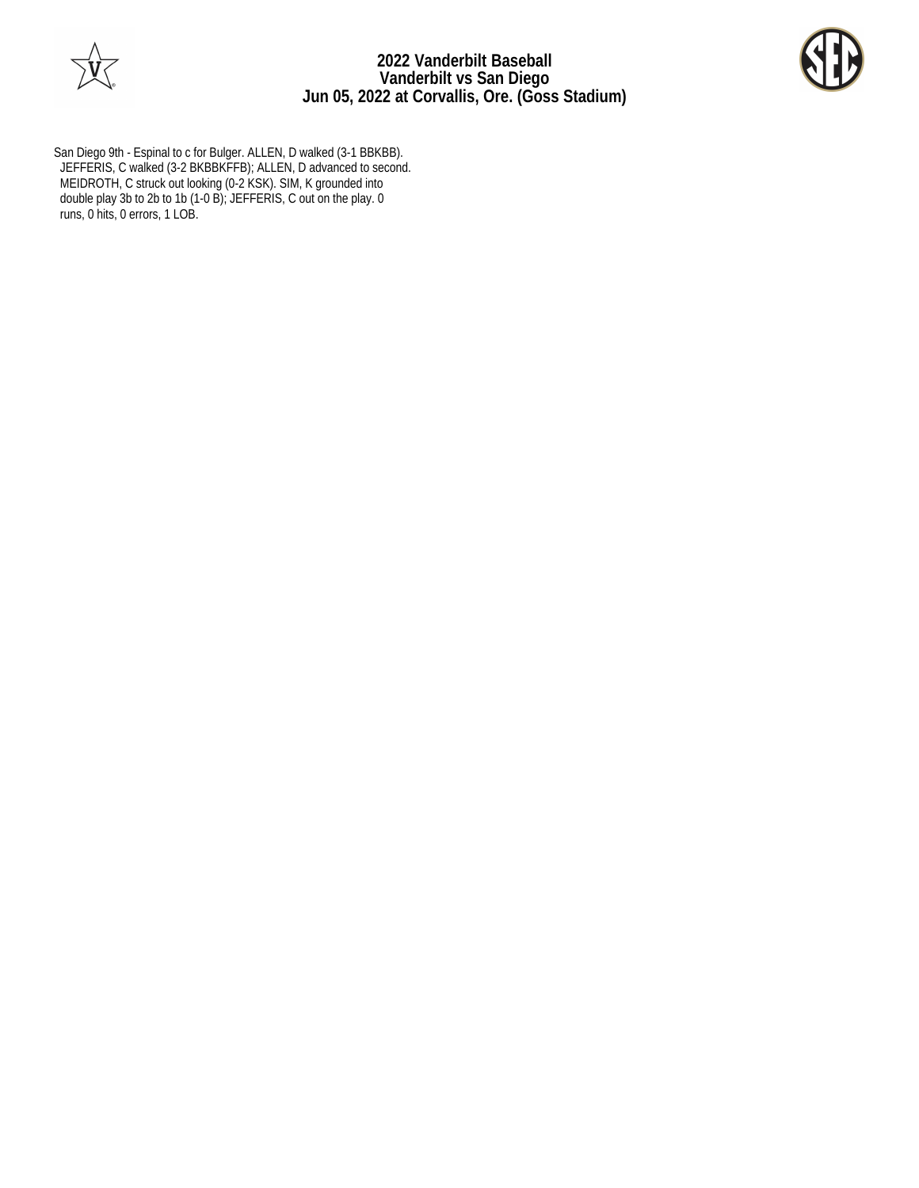San Diego 9th - Espinal to c for Bulger. ALLEN, D walked (3-1 BBKBB). JEFFERIS, C walked (3-2 BKBBKFFB); ALLEN, D advanced to second. MEIDROTH, C struck out looking (0-2 KSK). SIM, K grounded into double play 3b to 2b to 1b (1-0 B); JEFFERIS, C out on the play. 0 runs, 0 hits, 0 errors, 1 LOB.